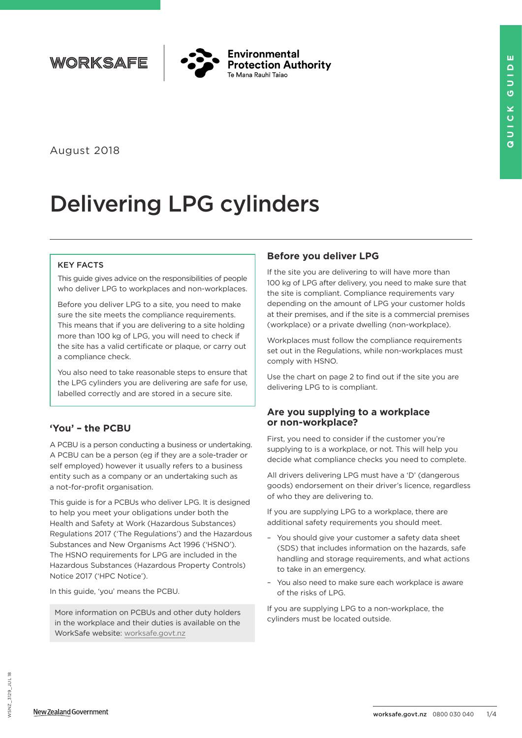WORKSAFE

Environmental Protection Authority
Te Mana Rauhī Taiao

QUICK GUIDE

August 2018

# Delivering LPG cylinders

> **KEY FACTS**
>
> This guide gives advice on the responsibilities of people who deliver LPG to workplaces and non-workplaces.
>
> Before you deliver LPG to a site, you need to make sure the site meets the compliance requirements. This means that if you are delivering to a site holding more than 100 kg of LPG, you will need to check if the site has a valid certificate or plaque, or carry out a compliance check.
>
> You also need to take reasonable steps to ensure that the LPG cylinders you are delivering are safe for use, labelled correctly and are stored in a secure site.

## 'You' – the PCBU

A PCBU is a person conducting a business or undertaking. A PCBU can be a person (eg if they are a sole-trader or self employed) however it usually refers to a business entity such as a company or an undertaking such as a not-for-profit organisation.

This guide is for a PCBUs who deliver LPG. It is designed to help you meet your obligations under both the Health and Safety at Work (Hazardous Substances) Regulations 2017 ('The Regulations') and the Hazardous Substances and New Organisms Act 1996 ('HSNO'). The HSNO requirements for LPG are included in the Hazardous Substances (Hazardous Property Controls) Notice 2017 ('HPC Notice').

In this guide, 'you' means the PCBU.

> More information on PCBUs and other duty holders in the workplace and their duties is available on the WorkSafe website: worksafe.govt.nz

## Before you deliver LPG

If the site you are delivering to will have more than 100 kg of LPG after delivery, you need to make sure that the site is compliant. Compliance requirements vary depending on the amount of LPG your customer holds at their premises, and if the site is a commercial premises (workplace) or a private dwelling (non-workplace).

Workplaces must follow the compliance requirements set out in the Regulations, while non-workplaces must comply with HSNO.

Use the chart on page 2 to find out if the site you are delivering LPG to is compliant.

## Are you supplying to a workplace or non-workplace?

First, you need to consider if the customer you're supplying to is a workplace, or not. This will help you decide what compliance checks you need to complete.

All drivers delivering LPG must have a 'D' (dangerous goods) endorsement on their driver's licence, regardless of who they are delivering to.

If you are supplying LPG to a workplace, there are additional safety requirements you should meet.

- You should give your customer a safety data sheet (SDS) that includes information on the hazards, safe handling and storage requirements, and what actions to take in an emergency.
- You also need to make sure each workplace is aware of the risks of LPG.

If you are supplying LPG to a non-workplace, the cylinders must be located outside.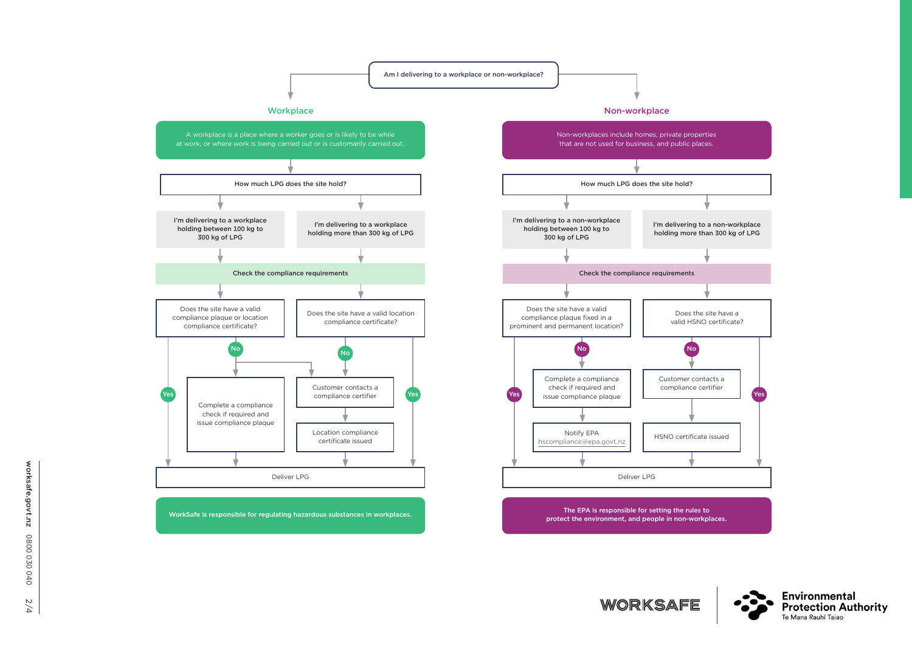**Am I delivering to a workplace or non-workplace?**

## Workplace

A workplace is a place where a worker goes or is likely to be while at work, or where work is being carried out or is customarily carried out.

**How much LPG does the site hold?**

**I'm delivering to a workplace holding between 100 kg to 300 kg of LPG**

**I'm delivering to a workplace holding more than 300 kg of LPG**

**Check the compliance requirements**

Does the site have a valid compliance plaque or location compliance certificate?

- Yes → Deliver LPG
- No → Complete a compliance check if required and issue compliance plaque → Deliver LPG
- No → Customer contacts a compliance certifier → Location compliance certificate issued → Deliver LPG

Does the site have a valid location compliance certificate?

- Yes → Deliver LPG
- No → Customer contacts a compliance certifier → Location compliance certificate issued → Deliver LPG

Deliver LPG

**WorkSafe is responsible for regulating hazardous substances in workplaces.**

## Non-workplace

Non-workplaces include homes, private properties that are not used for business, and public places.

**How much LPG does the site hold?**

**I'm delivering to a non-workplace holding between 100 kg to 300 kg of LPG**

**I'm delivering to a non-workplace holding more than 300 kg of LPG**

**Check the compliance requirements**

Does the site have a valid compliance plaque fixed in a prominent and permanent location?

- Yes → Deliver LPG
- No → Complete a compliance check if required and issue compliance plaque → Notify EPA hscompliance@epa.govt.nz → Deliver LPG

Does the site have a valid HSNO certificate?

- Yes → Deliver LPG
- No → Customer contacts a compliance certifier → HSNO certificate issued → Deliver LPG

Deliver LPG

**The EPA is responsible for setting the rules to protect the environment, and people in non-workplaces.**

WORKSAFE

Environmental Protection Authority
Te Mana Rauhī Taiao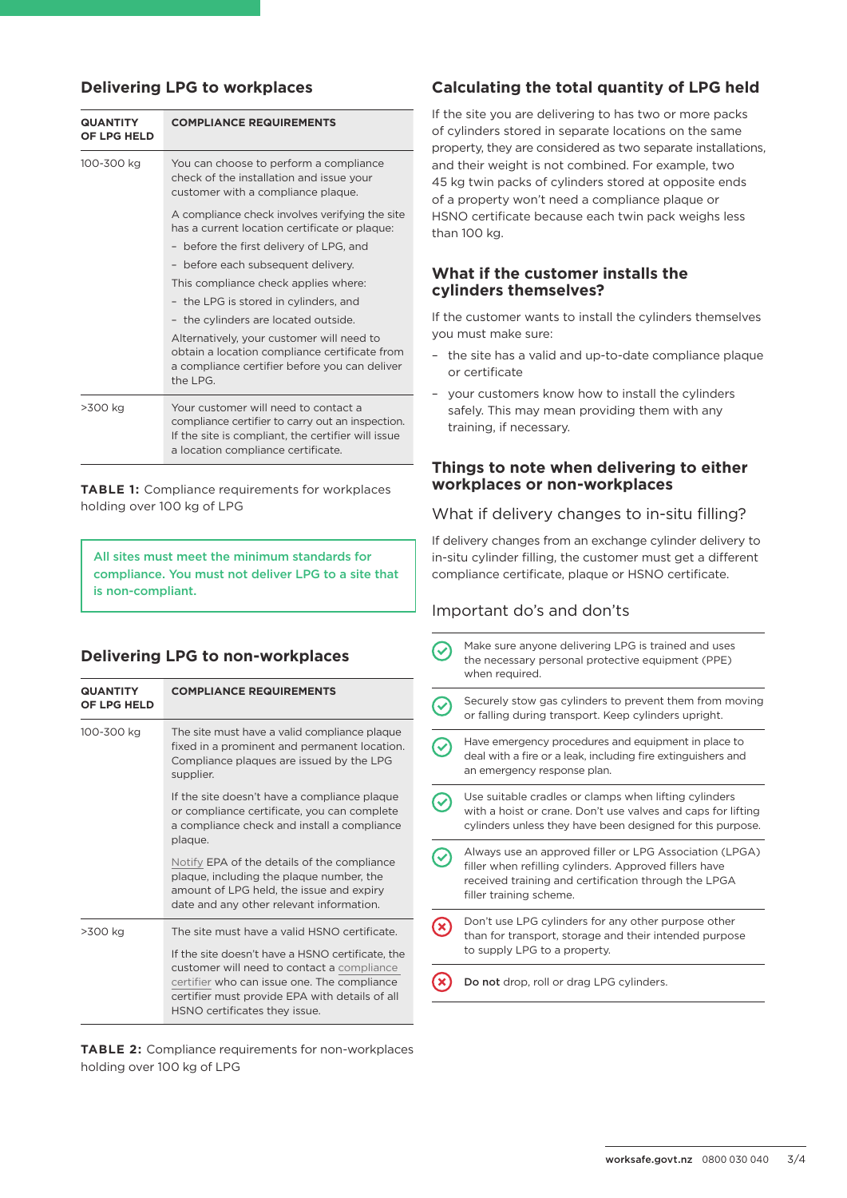## Delivering LPG to workplaces

| QUANTITY OF LPG HELD | COMPLIANCE REQUIREMENTS |
|---|---|
| 100-300 kg | You can choose to perform a compliance check of the installation and issue your customer with a compliance plaque.<br><br>A compliance check involves verifying the site has a current location certificate or plaque:<br>– before the first delivery of LPG, and<br>– before each subsequent delivery.<br><br>This compliance check applies where:<br>– the LPG is stored in cylinders, and<br>– the cylinders are located outside.<br><br>Alternatively, your customer will need to obtain a location compliance certificate from a compliance certifier before you can deliver the LPG. |
| >300 kg | Your customer will need to contact a compliance certifier to carry out an inspection. If the site is compliant, the certifier will issue a location compliance certificate. |

**TABLE 1:** Compliance requirements for workplaces holding over 100 kg of LPG

**All sites must meet the minimum standards for compliance. You must not deliver LPG to a site that is non-compliant.**

## Delivering LPG to non-workplaces

| QUANTITY OF LPG HELD | COMPLIANCE REQUIREMENTS |
|---|---|
| 100-300 kg | The site must have a valid compliance plaque fixed in a prominent and permanent location. Compliance plaques are issued by the LPG supplier.<br><br>If the site doesn't have a compliance plaque or compliance certificate, you can complete a compliance check and install a compliance plaque.<br><br>Notify EPA of the details of the compliance plaque, including the plaque number, the amount of LPG held, the issue and expiry date and any other relevant information. |
| >300 kg | The site must have a valid HSNO certificate.<br><br>If the site doesn't have a HSNO certificate, the customer will need to contact a compliance certifier who can issue one. The compliance certifier must provide EPA with details of all HSNO certificates they issue. |

**TABLE 2:** Compliance requirements for non-workplaces holding over 100 kg of LPG

## Calculating the total quantity of LPG held

If the site you are delivering to has two or more packs of cylinders stored in separate locations on the same property, they are considered as two separate installations, and their weight is not combined. For example, two 45 kg twin packs of cylinders stored at opposite ends of a property won't need a compliance plaque or HSNO certificate because each twin pack weighs less than 100 kg.

## What if the customer installs the cylinders themselves?

If the customer wants to install the cylinders themselves you must make sure:

- the site has a valid and up-to-date compliance plaque or certificate
- your customers know how to install the cylinders safely. This may mean providing them with any training, if necessary.

## Things to note when delivering to either workplaces or non-workplaces

### What if delivery changes to in-situ filling?

If delivery changes from an exchange cylinder delivery to in-situ cylinder filling, the customer must get a different compliance certificate, plaque or HSNO certificate.

### Important do's and don'ts

- ✓ Make sure anyone delivering LPG is trained and uses the necessary personal protective equipment (PPE) when required.
- ✓ Securely stow gas cylinders to prevent them from moving or falling during transport. Keep cylinders upright.
- ✓ Have emergency procedures and equipment in place to deal with a fire or a leak, including fire extinguishers and an emergency response plan.
- ✓ Use suitable cradles or clamps when lifting cylinders with a hoist or crane. Don't use valves and caps for lifting cylinders unless they have been designed for this purpose.
- ✓ Always use an approved filler or LPG Association (LPGA) filler when refilling cylinders. Approved fillers have received training and certification through the LPGA filler training scheme.
- ✗ Don't use LPG cylinders for any other purpose other than for transport, storage and their intended purpose to supply LPG to a property.
- ✗ **Do not** drop, roll or drag LPG cylinders.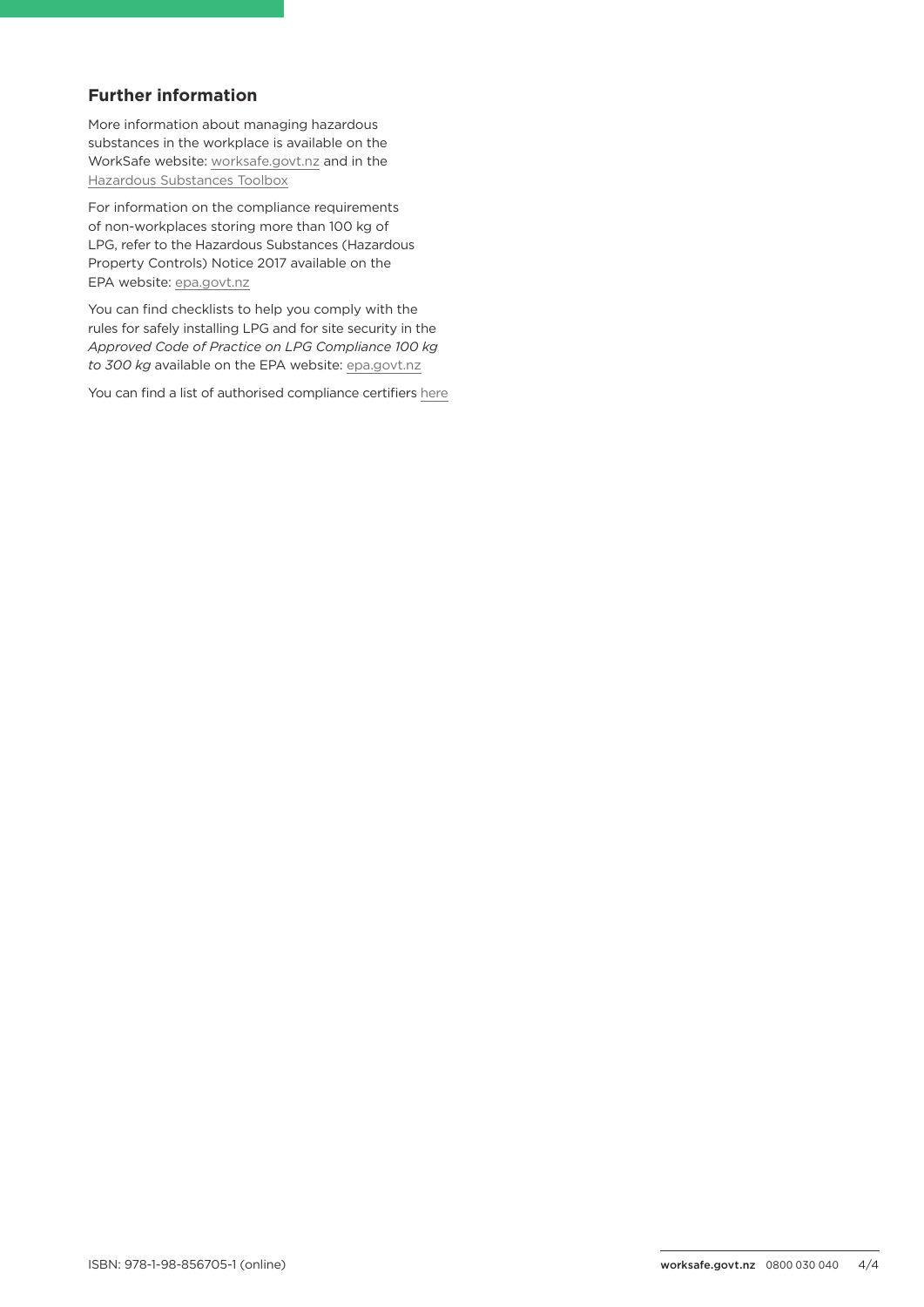## Further information

More information about managing hazardous substances in the workplace is available on the WorkSafe website: worksafe.govt.nz and in the Hazardous Substances Toolbox

For information on the compliance requirements of non-workplaces storing more than 100 kg of LPG, refer to the Hazardous Substances (Hazardous Property Controls) Notice 2017 available on the EPA website: epa.govt.nz

You can find checklists to help you comply with the rules for safely installing LPG and for site security in the *Approved Code of Practice on LPG Compliance 100 kg to 300 kg* available on the EPA website: epa.govt.nz

You can find a list of authorised compliance certifiers here

ISBN: 978-1-98-856705-1 (online)